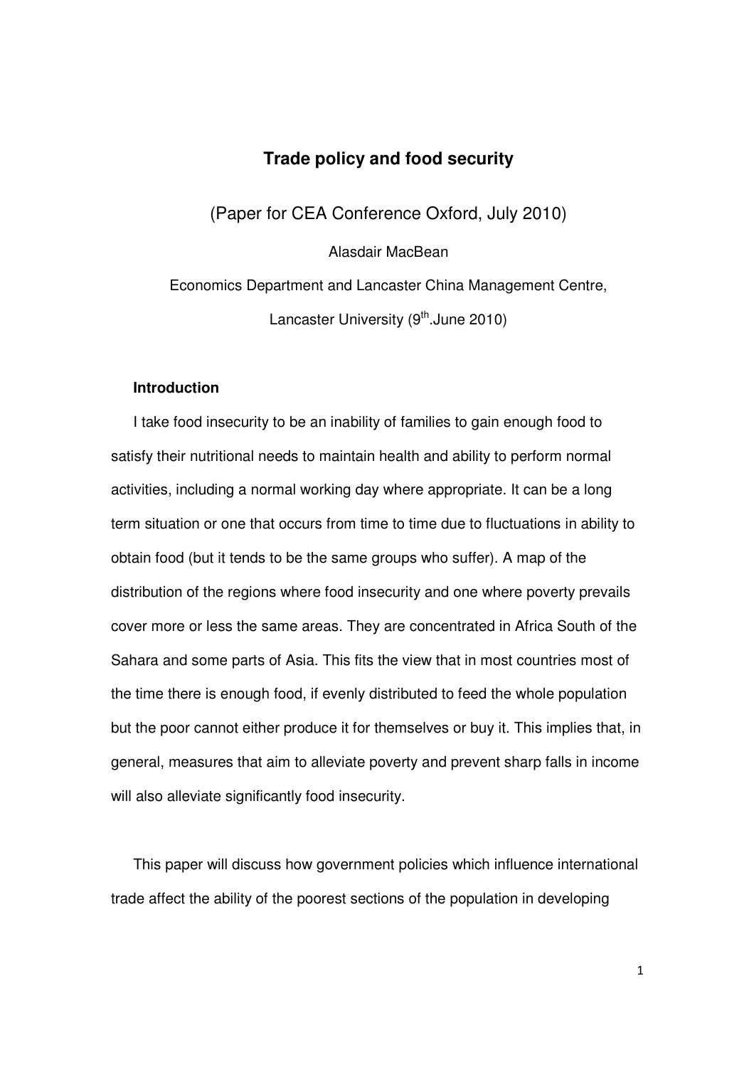# Trade policy and food security

(Paper for CEA Conference Oxford, July 2010)

Alasdair MacBean

Economics Department and Lancaster China Management Centre,

Lancaster University (9th.June 2010)

## Introduction

I take food insecurity to be an inability of families to gain enough food to satisfy their nutritional needs to maintain health and ability to perform normal activities, including a normal working day where appropriate. It can be a long term situation or one that occurs from time to time due to fluctuations in ability to obtain food (but it tends to be the same groups who suffer). A map of the distribution of the regions where food insecurity and one where poverty prevails cover more or less the same areas. They are concentrated in Africa South of the Sahara and some parts of Asia. This fits the view that in most countries most of the time there is enough food, if evenly distributed to feed the whole population but the poor cannot either produce it for themselves or buy it. This implies that, in general, measures that aim to alleviate poverty and prevent sharp falls in income will also alleviate significantly food insecurity.

This paper will discuss how government policies which influence international trade affect the ability of the poorest sections of the population in developing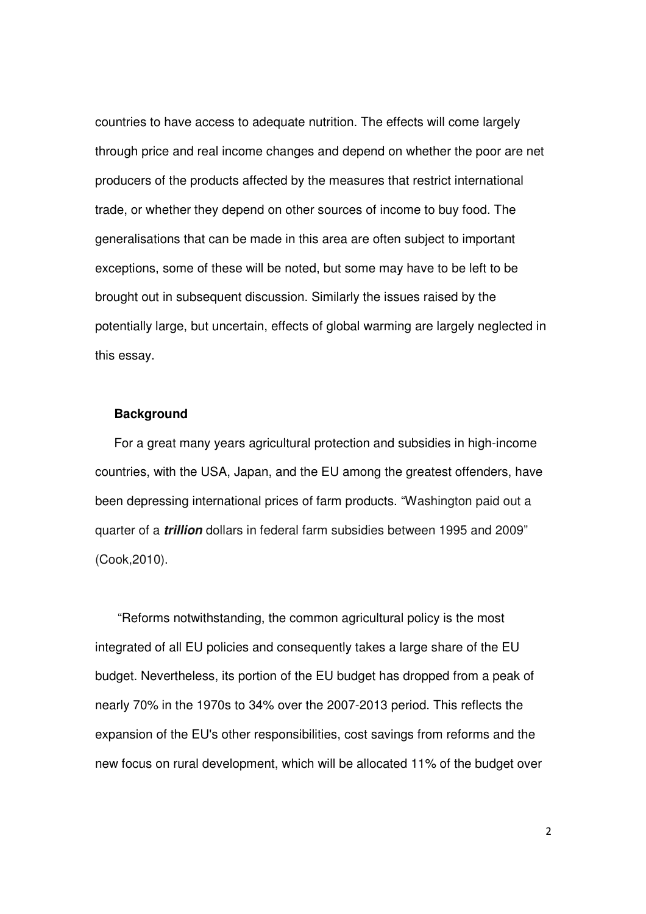countries to have access to adequate nutrition. The effects will come largely through price and real income changes and depend on whether the poor are net producers of the products affected by the measures that restrict international trade, or whether they depend on other sources of income to buy food. The generalisations that can be made in this area are often subject to important exceptions, some of these will be noted, but some may have to be left to be brought out in subsequent discussion. Similarly the issues raised by the potentially large, but uncertain, effects of global warming are largely neglected in this essay.

### Background

For a great many years agricultural protection and subsidies in high-income countries, with the USA, Japan, and the EU among the greatest offenders, have been depressing international prices of farm products. "Washington paid out a quarter of a ***trillion*** dollars in federal farm subsidies between 1995 and 2009" (Cook,2010).

"Reforms notwithstanding, the common agricultural policy is the most integrated of all EU policies and consequently takes a large share of the EU budget. Nevertheless, its portion of the EU budget has dropped from a peak of nearly 70% in the 1970s to 34% over the 2007-2013 period. This reflects the expansion of the EU's other responsibilities, cost savings from reforms and the new focus on rural development, which will be allocated 11% of the budget over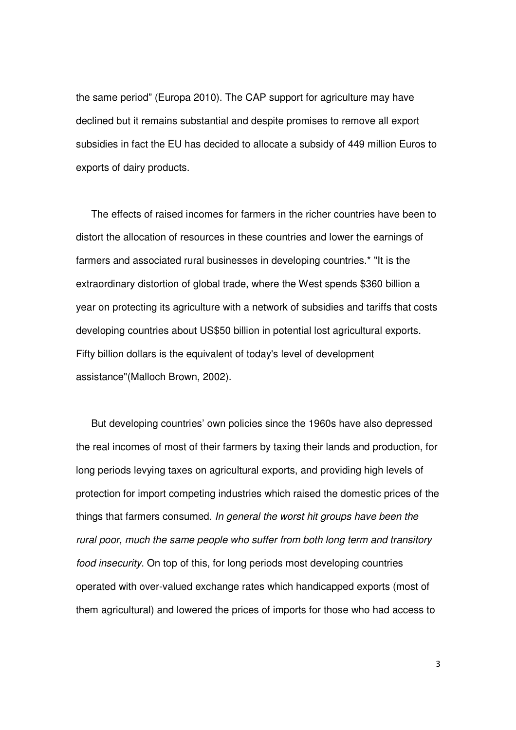the same period" (Europa 2010). The CAP support for agriculture may have declined but it remains substantial and despite promises to remove all export subsidies in fact the EU has decided to allocate a subsidy of 449 million Euros to exports of dairy products.

The effects of raised incomes for farmers in the richer countries have been to distort the allocation of resources in these countries and lower the earnings of farmers and associated rural businesses in developing countries.* "It is the extraordinary distortion of global trade, where the West spends $360 billion a year on protecting its agriculture with a network of subsidies and tariffs that costs developing countries about US$50 billion in potential lost agricultural exports. Fifty billion dollars is the equivalent of today's level of development assistance"(Malloch Brown, 2002).

But developing countries' own policies since the 1960s have also depressed the real incomes of most of their farmers by taxing their lands and production, for long periods levying taxes on agricultural exports, and providing high levels of protection for import competing industries which raised the domestic prices of the things that farmers consumed. *In general the worst hit groups have been the rural poor, much the same people who suffer from both long term and transitory food insecurity*. On top of this, for long periods most developing countries operated with over-valued exchange rates which handicapped exports (most of them agricultural) and lowered the prices of imports for those who had access to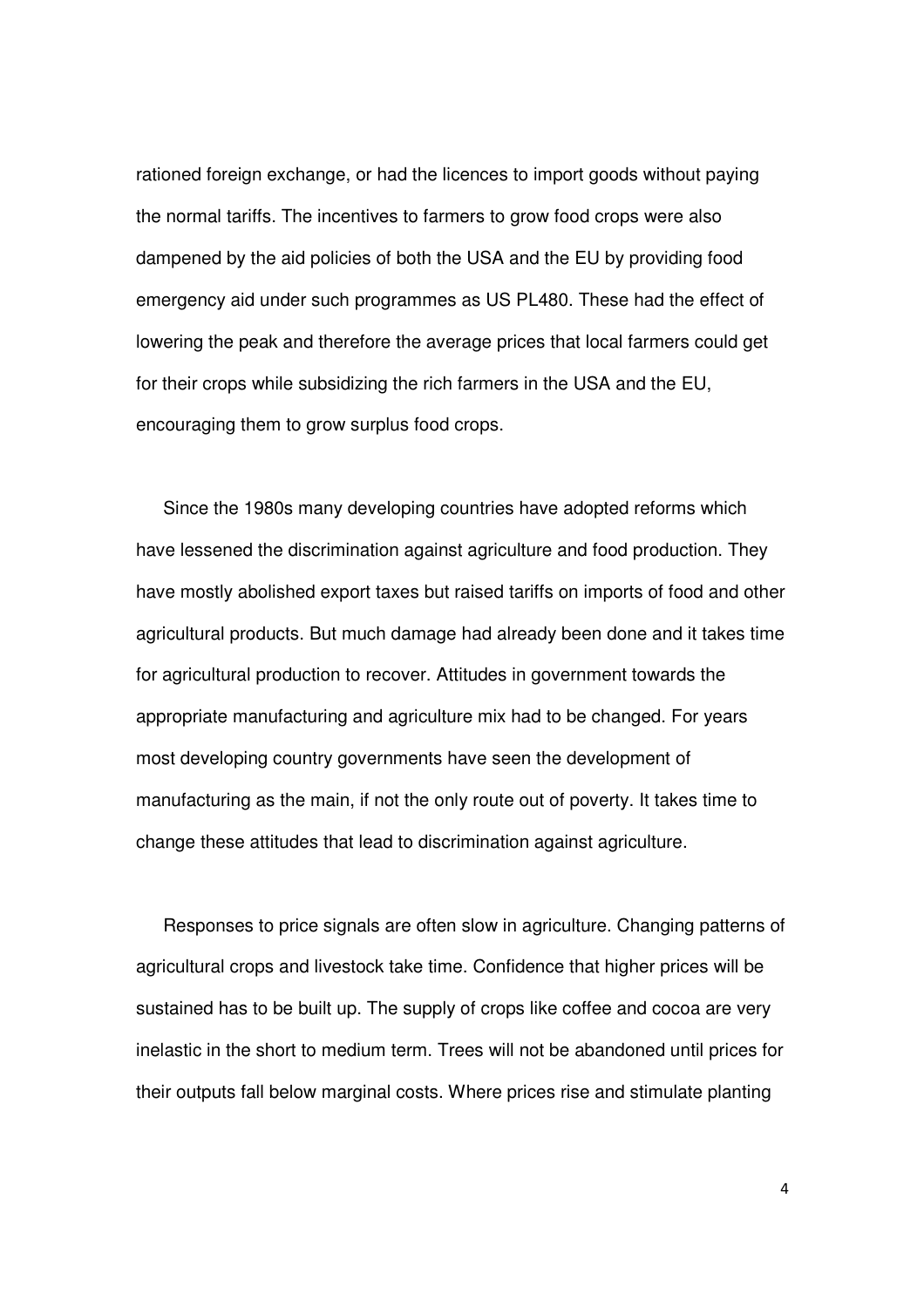rationed foreign exchange, or had the licences to import goods without paying the normal tariffs. The incentives to farmers to grow food crops were also dampened by the aid policies of both the USA and the EU by providing food emergency aid under such programmes as US PL480. These had the effect of lowering the peak and therefore the average prices that local farmers could get for their crops while subsidizing the rich farmers in the USA and the EU, encouraging them to grow surplus food crops.

Since the 1980s many developing countries have adopted reforms which have lessened the discrimination against agriculture and food production. They have mostly abolished export taxes but raised tariffs on imports of food and other agricultural products. But much damage had already been done and it takes time for agricultural production to recover. Attitudes in government towards the appropriate manufacturing and agriculture mix had to be changed. For years most developing country governments have seen the development of manufacturing as the main, if not the only route out of poverty. It takes time to change these attitudes that lead to discrimination against agriculture.

Responses to price signals are often slow in agriculture. Changing patterns of agricultural crops and livestock take time. Confidence that higher prices will be sustained has to be built up. The supply of crops like coffee and cocoa are very inelastic in the short to medium term. Trees will not be abandoned until prices for their outputs fall below marginal costs. Where prices rise and stimulate planting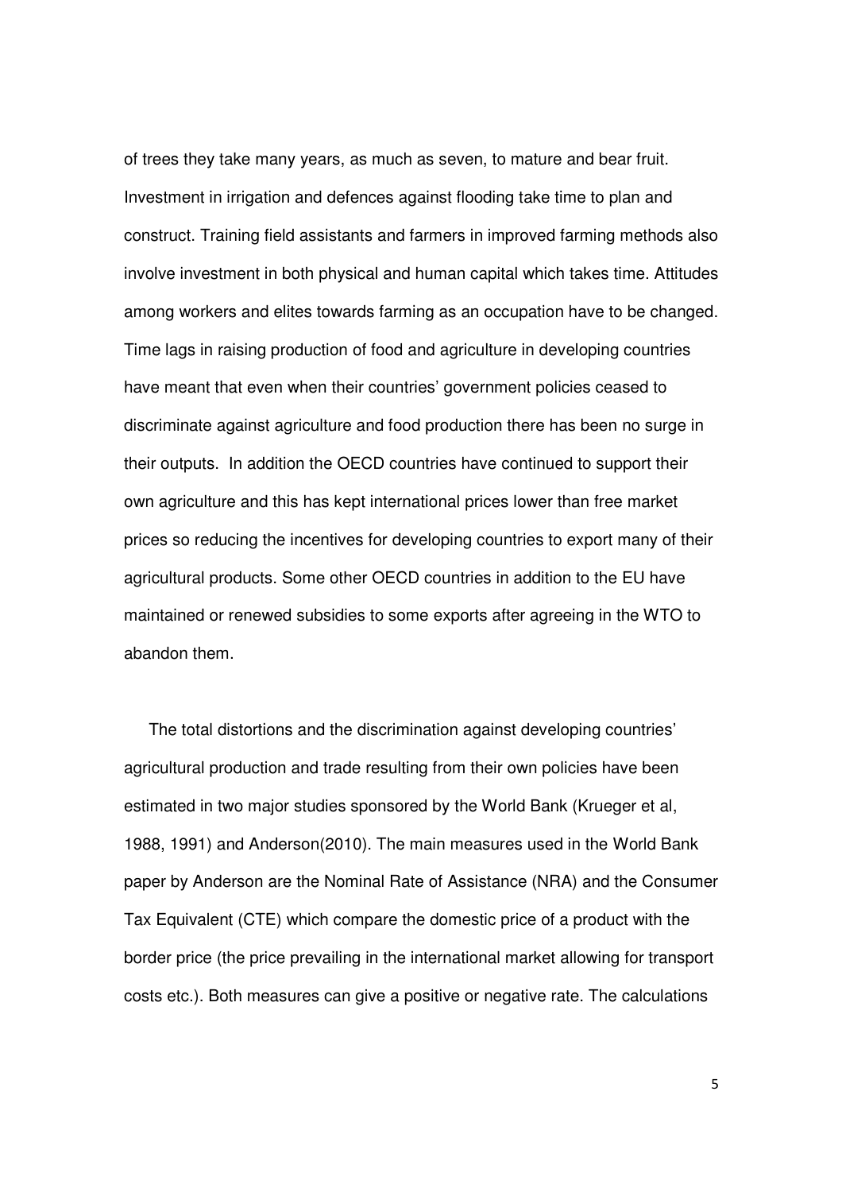of trees they take many years, as much as seven, to mature and bear fruit. Investment in irrigation and defences against flooding take time to plan and construct. Training field assistants and farmers in improved farming methods also involve investment in both physical and human capital which takes time. Attitudes among workers and elites towards farming as an occupation have to be changed. Time lags in raising production of food and agriculture in developing countries have meant that even when their countries' government policies ceased to discriminate against agriculture and food production there has been no surge in their outputs. In addition the OECD countries have continued to support their own agriculture and this has kept international prices lower than free market prices so reducing the incentives for developing countries to export many of their agricultural products. Some other OECD countries in addition to the EU have maintained or renewed subsidies to some exports after agreeing in the WTO to abandon them.

The total distortions and the discrimination against developing countries' agricultural production and trade resulting from their own policies have been estimated in two major studies sponsored by the World Bank (Krueger et al, 1988, 1991) and Anderson(2010). The main measures used in the World Bank paper by Anderson are the Nominal Rate of Assistance (NRA) and the Consumer Tax Equivalent (CTE) which compare the domestic price of a product with the border price (the price prevailing in the international market allowing for transport costs etc.). Both measures can give a positive or negative rate. The calculations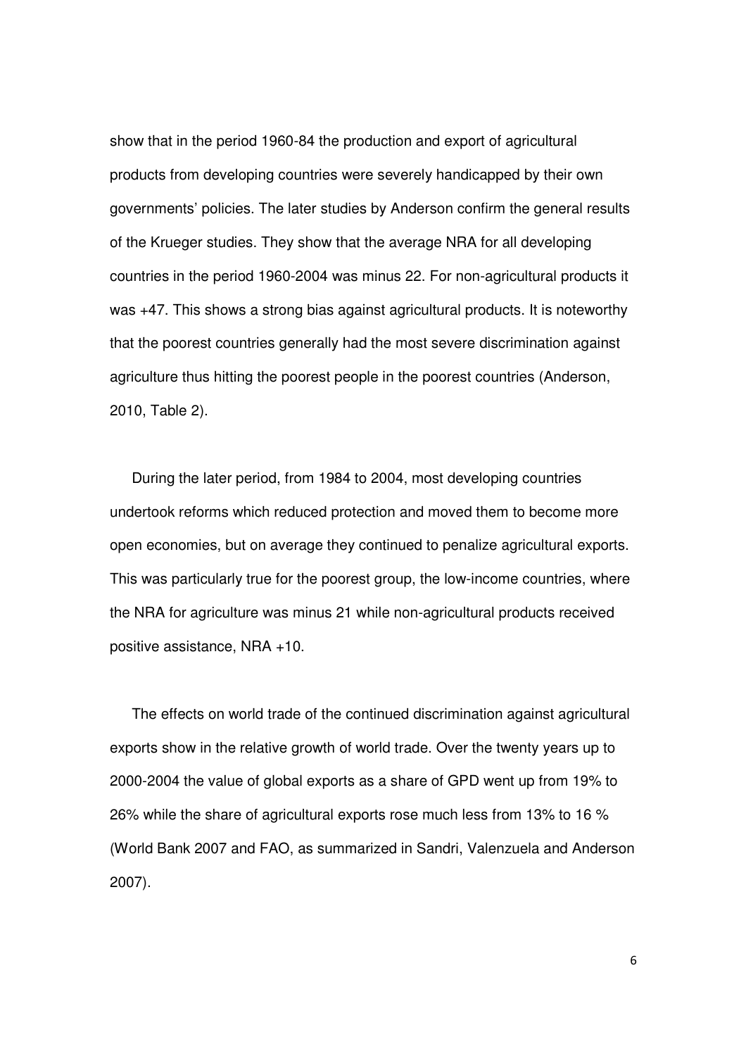show that in the period 1960-84 the production and export of agricultural products from developing countries were severely handicapped by their own governments' policies. The later studies by Anderson confirm the general results of the Krueger studies. They show that the average NRA for all developing countries in the period 1960-2004 was minus 22. For non-agricultural products it was +47. This shows a strong bias against agricultural products. It is noteworthy that the poorest countries generally had the most severe discrimination against agriculture thus hitting the poorest people in the poorest countries (Anderson, 2010, Table 2).

During the later period, from 1984 to 2004, most developing countries undertook reforms which reduced protection and moved them to become more open economies, but on average they continued to penalize agricultural exports. This was particularly true for the poorest group, the low-income countries, where the NRA for agriculture was minus 21 while non-agricultural products received positive assistance, NRA +10.

The effects on world trade of the continued discrimination against agricultural exports show in the relative growth of world trade. Over the twenty years up to 2000-2004 the value of global exports as a share of GPD went up from 19% to 26% while the share of agricultural exports rose much less from 13% to 16 % (World Bank 2007 and FAO, as summarized in Sandri, Valenzuela and Anderson 2007).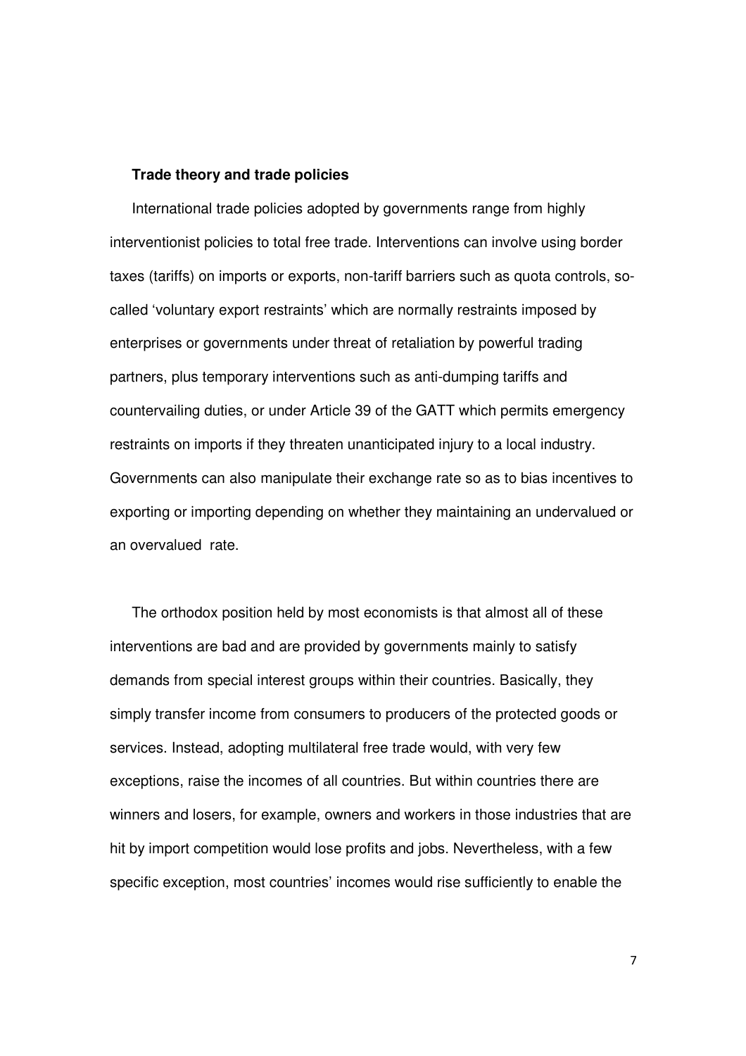**Trade theory and trade policies**

International trade policies adopted by governments range from highly interventionist policies to total free trade. Interventions can involve using border taxes (tariffs) on imports or exports, non-tariff barriers such as quota controls, so-called 'voluntary export restraints' which are normally restraints imposed by enterprises or governments under threat of retaliation by powerful trading partners, plus temporary interventions such as anti-dumping tariffs and countervailing duties, or under Article 39 of the GATT which permits emergency restraints on imports if they threaten unanticipated injury to a local industry. Governments can also manipulate their exchange rate so as to bias incentives to exporting or importing depending on whether they maintaining an undervalued or an overvalued rate.

The orthodox position held by most economists is that almost all of these interventions are bad and are provided by governments mainly to satisfy demands from special interest groups within their countries. Basically, they simply transfer income from consumers to producers of the protected goods or services. Instead, adopting multilateral free trade would, with very few exceptions, raise the incomes of all countries. But within countries there are winners and losers, for example, owners and workers in those industries that are hit by import competition would lose profits and jobs. Nevertheless, with a few specific exception, most countries' incomes would rise sufficiently to enable the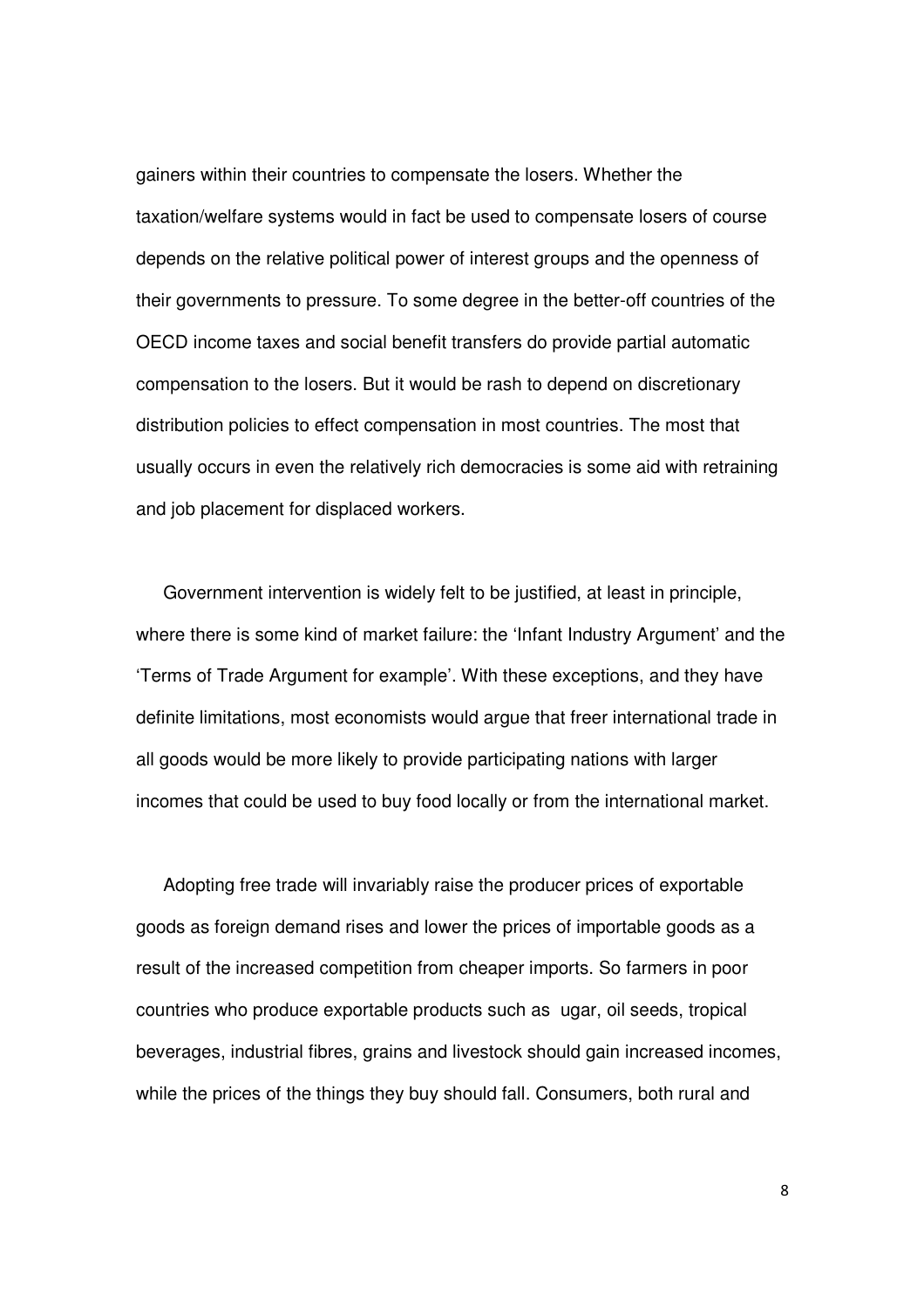gainers within their countries to compensate the losers. Whether the taxation/welfare systems would in fact be used to compensate losers of course depends on the relative political power of interest groups and the openness of their governments to pressure. To some degree in the better-off countries of the OECD income taxes and social benefit transfers do provide partial automatic compensation to the losers. But it would be rash to depend on discretionary distribution policies to effect compensation in most countries. The most that usually occurs in even the relatively rich democracies is some aid with retraining and job placement for displaced workers.

Government intervention is widely felt to be justified, at least in principle, where there is some kind of market failure: the 'Infant Industry Argument' and the 'Terms of Trade Argument for example'. With these exceptions, and they have definite limitations, most economists would argue that freer international trade in all goods would be more likely to provide participating nations with larger incomes that could be used to buy food locally or from the international market.

Adopting free trade will invariably raise the producer prices of exportable goods as foreign demand rises and lower the prices of importable goods as a result of the increased competition from cheaper imports. So farmers in poor countries who produce exportable products such as ugar, oil seeds, tropical beverages, industrial fibres, grains and livestock should gain increased incomes, while the prices of the things they buy should fall. Consumers, both rural and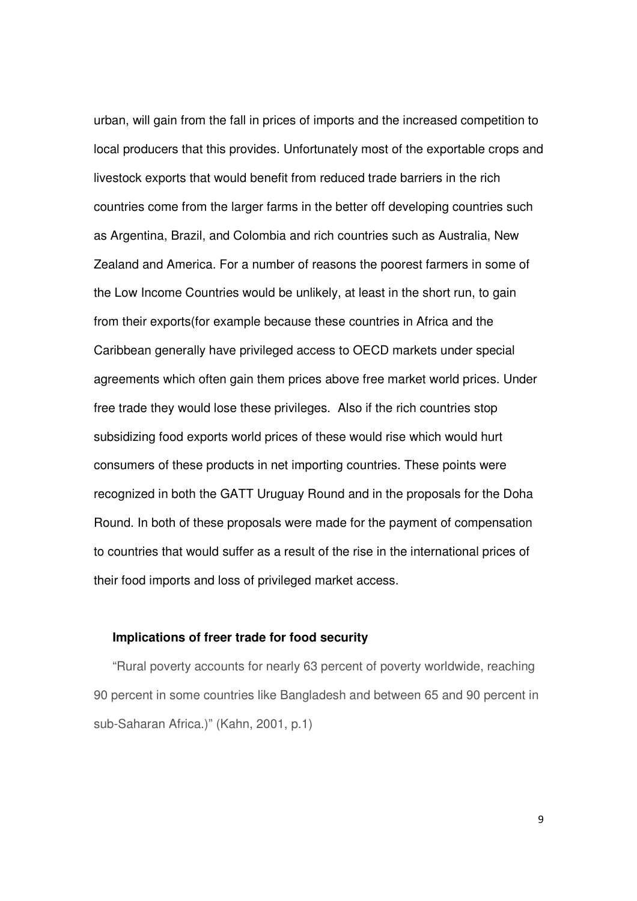urban, will gain from the fall in prices of imports and the increased competition to local producers that this provides. Unfortunately most of the exportable crops and livestock exports that would benefit from reduced trade barriers in the rich countries come from the larger farms in the better off developing countries such as Argentina, Brazil, and Colombia and rich countries such as Australia, New Zealand and America. For a number of reasons the poorest farmers in some of the Low Income Countries would be unlikely, at least in the short run, to gain from their exports(for example because these countries in Africa and the Caribbean generally have privileged access to OECD markets under special agreements which often gain them prices above free market world prices. Under free trade they would lose these privileges. Also if the rich countries stop subsidizing food exports world prices of these would rise which would hurt consumers of these products in net importing countries. These points were recognized in both the GATT Uruguay Round and in the proposals for the Doha Round. In both of these proposals were made for the payment of compensation to countries that would suffer as a result of the rise in the international prices of their food imports and loss of privileged market access.

### Implications of freer trade for food security

"Rural poverty accounts for nearly 63 percent of poverty worldwide, reaching 90 percent in some countries like Bangladesh and between 65 and 90 percent in sub-Saharan Africa.)" (Kahn, 2001, p.1)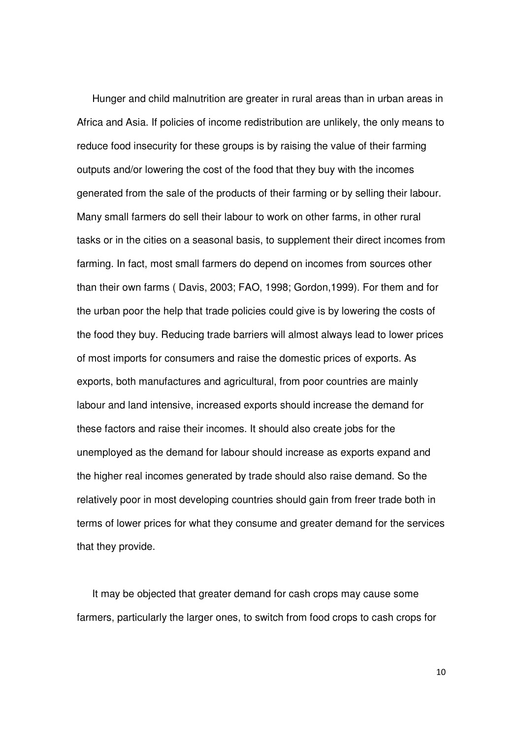Hunger and child malnutrition are greater in rural areas than in urban areas in Africa and Asia. If policies of income redistribution are unlikely, the only means to reduce food insecurity for these groups is by raising the value of their farming outputs and/or lowering the cost of the food that they buy with the incomes generated from the sale of the products of their farming or by selling their labour. Many small farmers do sell their labour to work on other farms, in other rural tasks or in the cities on a seasonal basis, to supplement their direct incomes from farming. In fact, most small farmers do depend on incomes from sources other than their own farms ( Davis, 2003; FAO, 1998; Gordon,1999). For them and for the urban poor the help that trade policies could give is by lowering the costs of the food they buy. Reducing trade barriers will almost always lead to lower prices of most imports for consumers and raise the domestic prices of exports. As exports, both manufactures and agricultural, from poor countries are mainly labour and land intensive, increased exports should increase the demand for these factors and raise their incomes. It should also create jobs for the unemployed as the demand for labour should increase as exports expand and the higher real incomes generated by trade should also raise demand. So the relatively poor in most developing countries should gain from freer trade both in terms of lower prices for what they consume and greater demand for the services that they provide.

It may be objected that greater demand for cash crops may cause some farmers, particularly the larger ones, to switch from food crops to cash crops for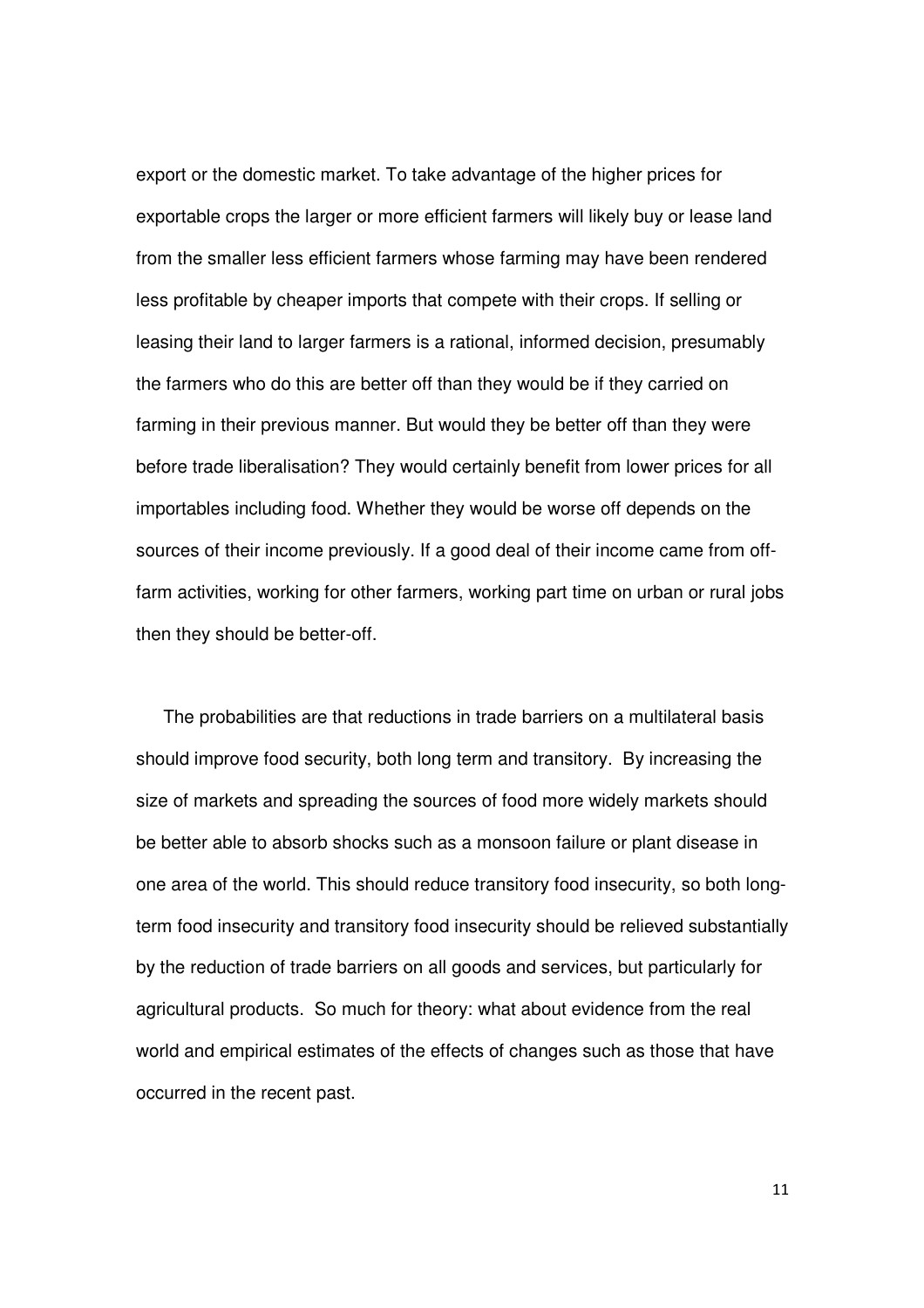export or the domestic market. To take advantage of the higher prices for exportable crops the larger or more efficient farmers will likely buy or lease land from the smaller less efficient farmers whose farming may have been rendered less profitable by cheaper imports that compete with their crops. If selling or leasing their land to larger farmers is a rational, informed decision, presumably the farmers who do this are better off than they would be if they carried on farming in their previous manner. But would they be better off than they were before trade liberalisation? They would certainly benefit from lower prices for all importables including food. Whether they would be worse off depends on the sources of their income previously. If a good deal of their income came from off-farm activities, working for other farmers, working part time on urban or rural jobs then they should be better-off.

The probabilities are that reductions in trade barriers on a multilateral basis should improve food security, both long term and transitory. By increasing the size of markets and spreading the sources of food more widely markets should be better able to absorb shocks such as a monsoon failure or plant disease in one area of the world. This should reduce transitory food insecurity, so both long-term food insecurity and transitory food insecurity should be relieved substantially by the reduction of trade barriers on all goods and services, but particularly for agricultural products. So much for theory: what about evidence from the real world and empirical estimates of the effects of changes such as those that have occurred in the recent past.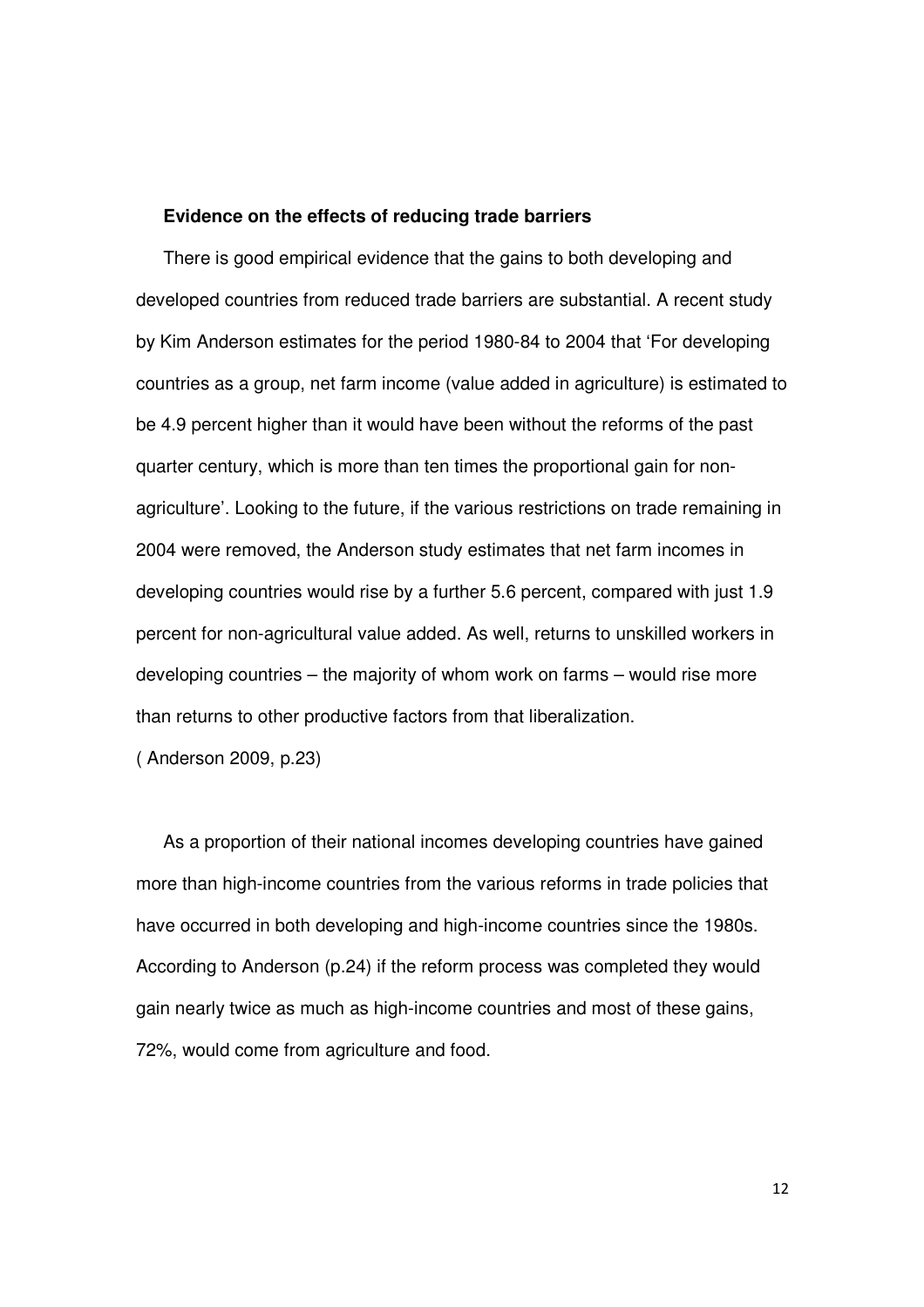**Evidence on the effects of reducing trade barriers**

There is good empirical evidence that the gains to both developing and developed countries from reduced trade barriers are substantial. A recent study by Kim Anderson estimates for the period 1980-84 to 2004 that 'For developing countries as a group, net farm income (value added in agriculture) is estimated to be 4.9 percent higher than it would have been without the reforms of the past quarter century, which is more than ten times the proportional gain for non-agriculture'. Looking to the future, if the various restrictions on trade remaining in 2004 were removed, the Anderson study estimates that net farm incomes in developing countries would rise by a further 5.6 percent, compared with just 1.9 percent for non-agricultural value added. As well, returns to unskilled workers in developing countries – the majority of whom work on farms – would rise more than returns to other productive factors from that liberalization.
( Anderson 2009, p.23)

As a proportion of their national incomes developing countries have gained more than high-income countries from the various reforms in trade policies that have occurred in both developing and high-income countries since the 1980s. According to Anderson (p.24) if the reform process was completed they would gain nearly twice as much as high-income countries and most of these gains, 72%, would come from agriculture and food.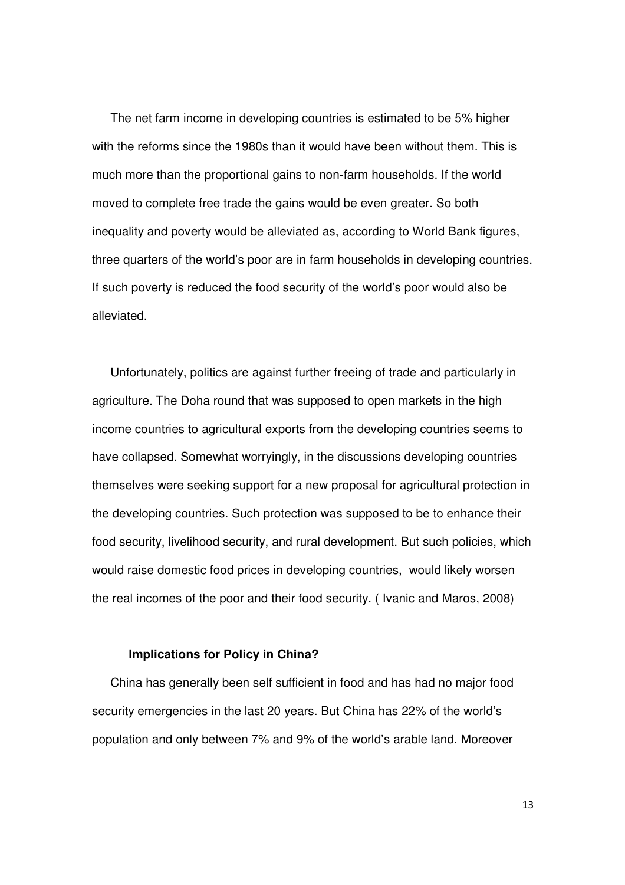The net farm income in developing countries is estimated to be 5% higher with the reforms since the 1980s than it would have been without them. This is much more than the proportional gains to non-farm households. If the world moved to complete free trade the gains would be even greater. So both inequality and poverty would be alleviated as, according to World Bank figures, three quarters of the world's poor are in farm households in developing countries. If such poverty is reduced the food security of the world's poor would also be alleviated.

Unfortunately, politics are against further freeing of trade and particularly in agriculture. The Doha round that was supposed to open markets in the high income countries to agricultural exports from the developing countries seems to have collapsed. Somewhat worryingly, in the discussions developing countries themselves were seeking support for a new proposal for agricultural protection in the developing countries. Such protection was supposed to be to enhance their food security, livelihood security, and rural development. But such policies, which would raise domestic food prices in developing countries, would likely worsen the real incomes of the poor and their food security. ( Ivanic and Maros, 2008)

### Implications for Policy in China?

China has generally been self sufficient in food and has had no major food security emergencies in the last 20 years. But China has 22% of the world's population and only between 7% and 9% of the world's arable land. Moreover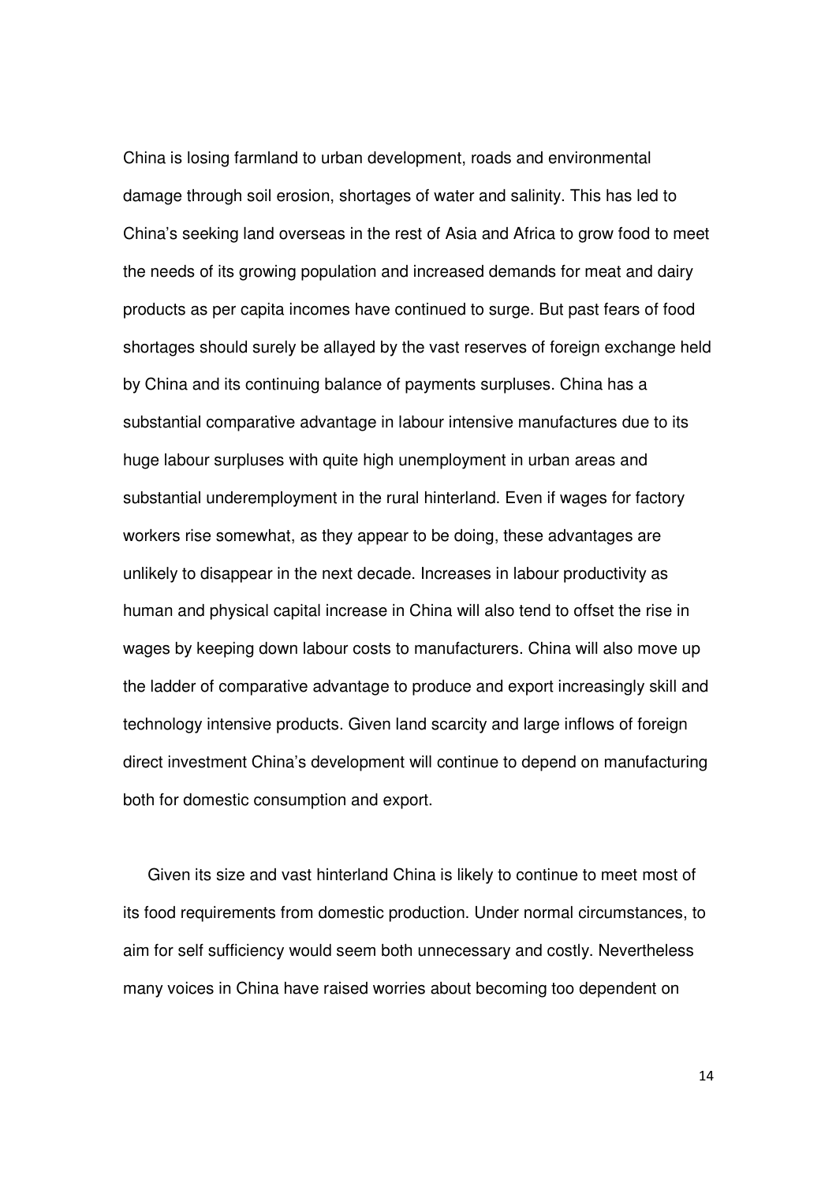China is losing farmland to urban development, roads and environmental damage through soil erosion, shortages of water and salinity. This has led to China's seeking land overseas in the rest of Asia and Africa to grow food to meet the needs of its growing population and increased demands for meat and dairy products as per capita incomes have continued to surge. But past fears of food shortages should surely be allayed by the vast reserves of foreign exchange held by China and its continuing balance of payments surpluses. China has a substantial comparative advantage in labour intensive manufactures due to its huge labour surpluses with quite high unemployment in urban areas and substantial underemployment in the rural hinterland. Even if wages for factory workers rise somewhat, as they appear to be doing, these advantages are unlikely to disappear in the next decade. Increases in labour productivity as human and physical capital increase in China will also tend to offset the rise in wages by keeping down labour costs to manufacturers. China will also move up the ladder of comparative advantage to produce and export increasingly skill and technology intensive products. Given land scarcity and large inflows of foreign direct investment China's development will continue to depend on manufacturing both for domestic consumption and export.

Given its size and vast hinterland China is likely to continue to meet most of its food requirements from domestic production. Under normal circumstances, to aim for self sufficiency would seem both unnecessary and costly. Nevertheless many voices in China have raised worries about becoming too dependent on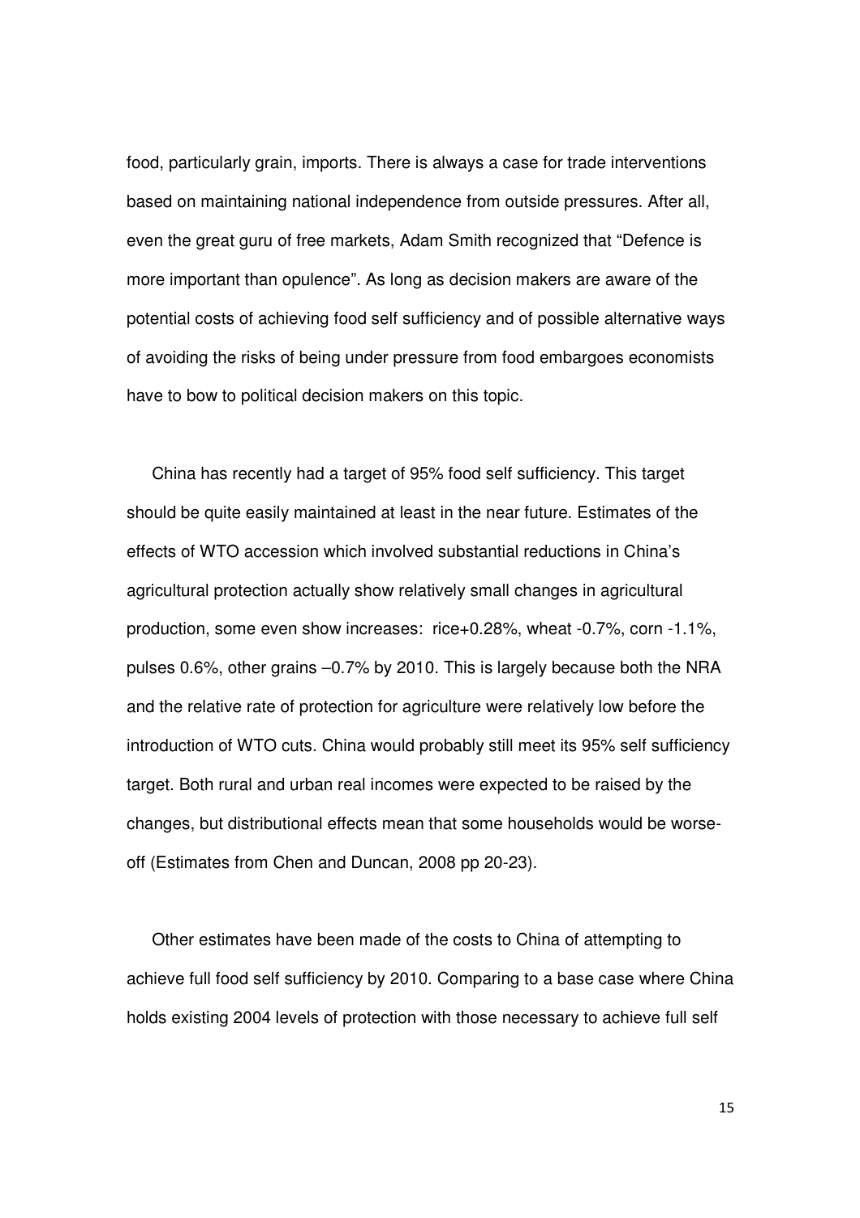food, particularly grain, imports. There is always a case for trade interventions based on maintaining national independence from outside pressures. After all, even the great guru of free markets, Adam Smith recognized that "Defence is more important than opulence". As long as decision makers are aware of the potential costs of achieving food self sufficiency and of possible alternative ways of avoiding the risks of being under pressure from food embargoes economists have to bow to political decision makers on this topic.

China has recently had a target of 95% food self sufficiency. This target should be quite easily maintained at least in the near future. Estimates of the effects of WTO accession which involved substantial reductions in China's agricultural protection actually show relatively small changes in agricultural production, some even show increases: rice+0.28%, wheat -0.7%, corn -1.1%, pulses 0.6%, other grains –0.7% by 2010. This is largely because both the NRA and the relative rate of protection for agriculture were relatively low before the introduction of WTO cuts. China would probably still meet its 95% self sufficiency target. Both rural and urban real incomes were expected to be raised by the changes, but distributional effects mean that some households would be worse-off (Estimates from Chen and Duncan, 2008 pp 20-23).

Other estimates have been made of the costs to China of attempting to achieve full food self sufficiency by 2010. Comparing to a base case where China holds existing 2004 levels of protection with those necessary to achieve full self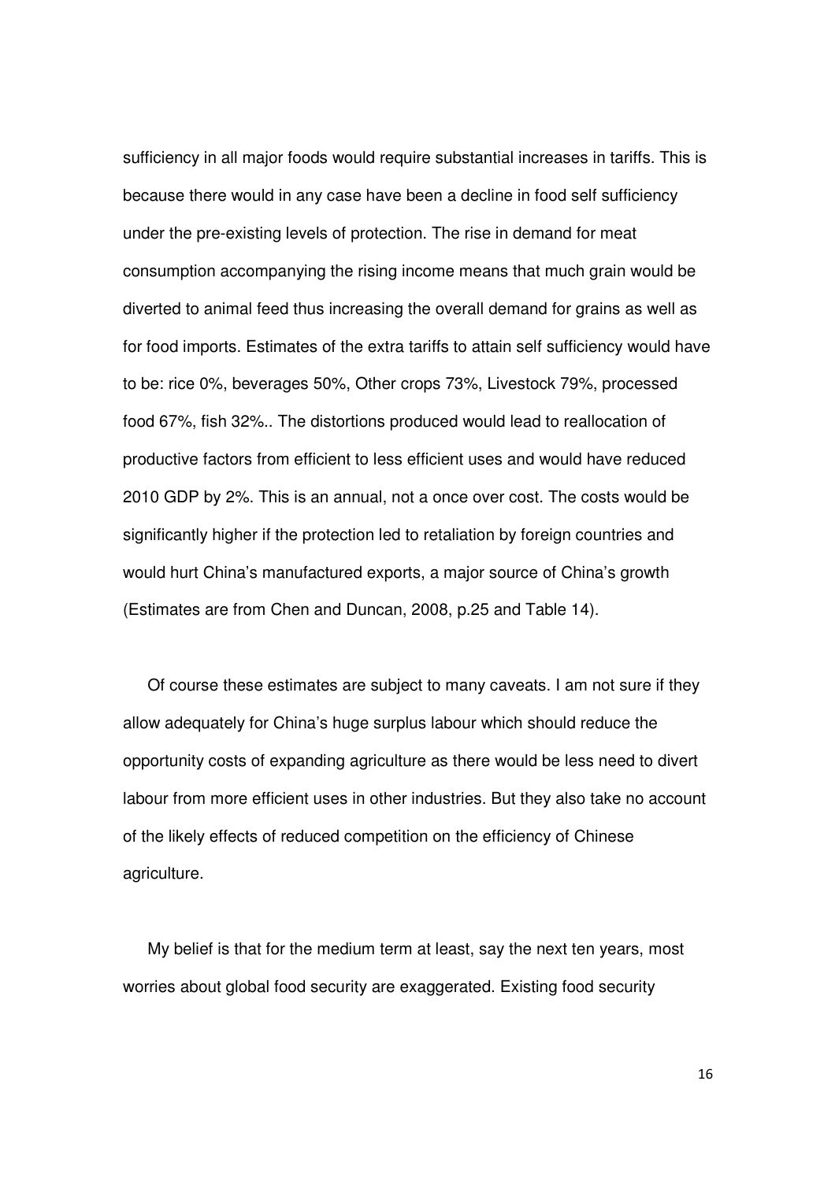sufficiency in all major foods would require substantial increases in tariffs. This is because there would in any case have been a decline in food self sufficiency under the pre-existing levels of protection. The rise in demand for meat consumption accompanying the rising income means that much grain would be diverted to animal feed thus increasing the overall demand for grains as well as for food imports. Estimates of the extra tariffs to attain self sufficiency would have to be: rice 0%, beverages 50%, Other crops 73%, Livestock 79%, processed food 67%, fish 32%.. The distortions produced would lead to reallocation of productive factors from efficient to less efficient uses and would have reduced 2010 GDP by 2%. This is an annual, not a once over cost. The costs would be significantly higher if the protection led to retaliation by foreign countries and would hurt China's manufactured exports, a major source of China's growth (Estimates are from Chen and Duncan, 2008, p.25 and Table 14).

Of course these estimates are subject to many caveats. I am not sure if they allow adequately for China's huge surplus labour which should reduce the opportunity costs of expanding agriculture as there would be less need to divert labour from more efficient uses in other industries. But they also take no account of the likely effects of reduced competition on the efficiency of Chinese agriculture.

My belief is that for the medium term at least, say the next ten years, most worries about global food security are exaggerated. Existing food security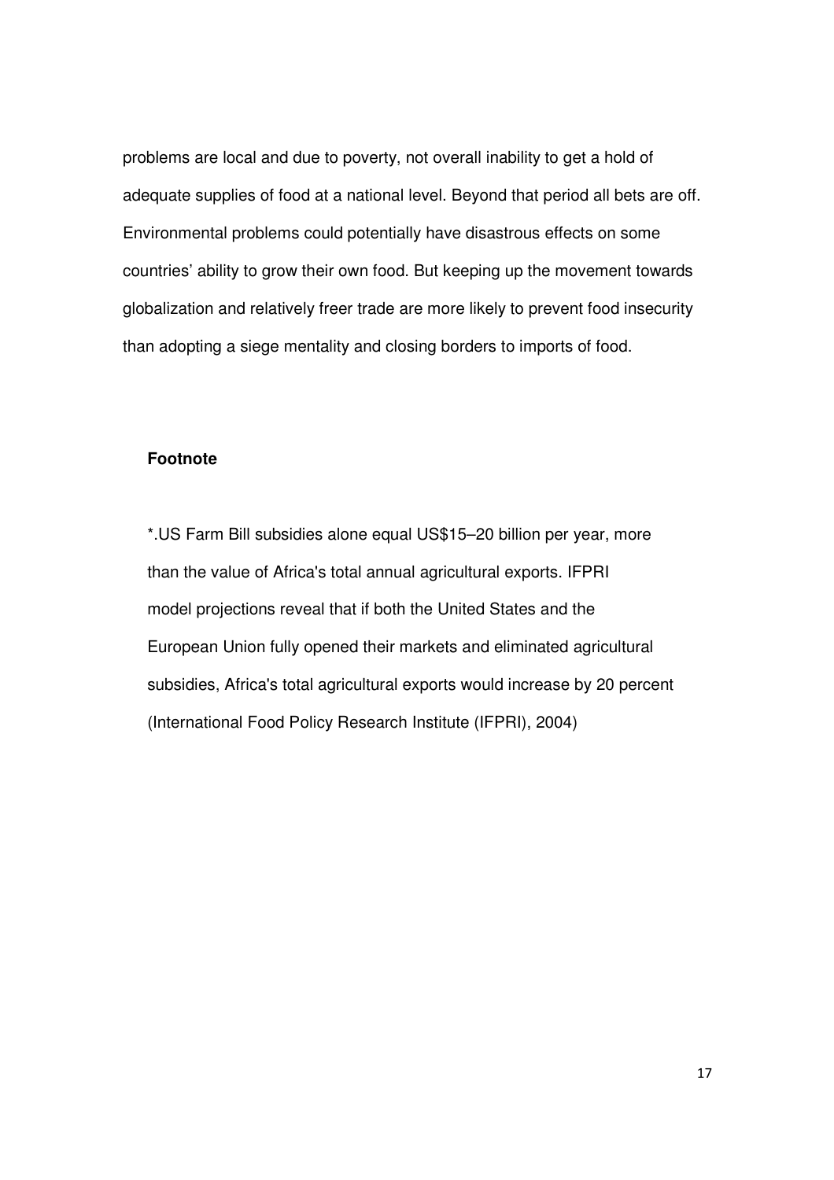problems are local and due to poverty, not overall inability to get a hold of adequate supplies of food at a national level. Beyond that period all bets are off. Environmental problems could potentially have disastrous effects on some countries' ability to grow their own food. But keeping up the movement towards globalization and relatively freer trade are more likely to prevent food insecurity than adopting a siege mentality and closing borders to imports of food.

**Footnote**

*.US Farm Bill subsidies alone equal US$15–20 billion per year, more than the value of Africa's total annual agricultural exports. IFPRI model projections reveal that if both the United States and the European Union fully opened their markets and eliminated agricultural subsidies, Africa's total agricultural exports would increase by 20 percent (International Food Policy Research Institute (IFPRI), 2004)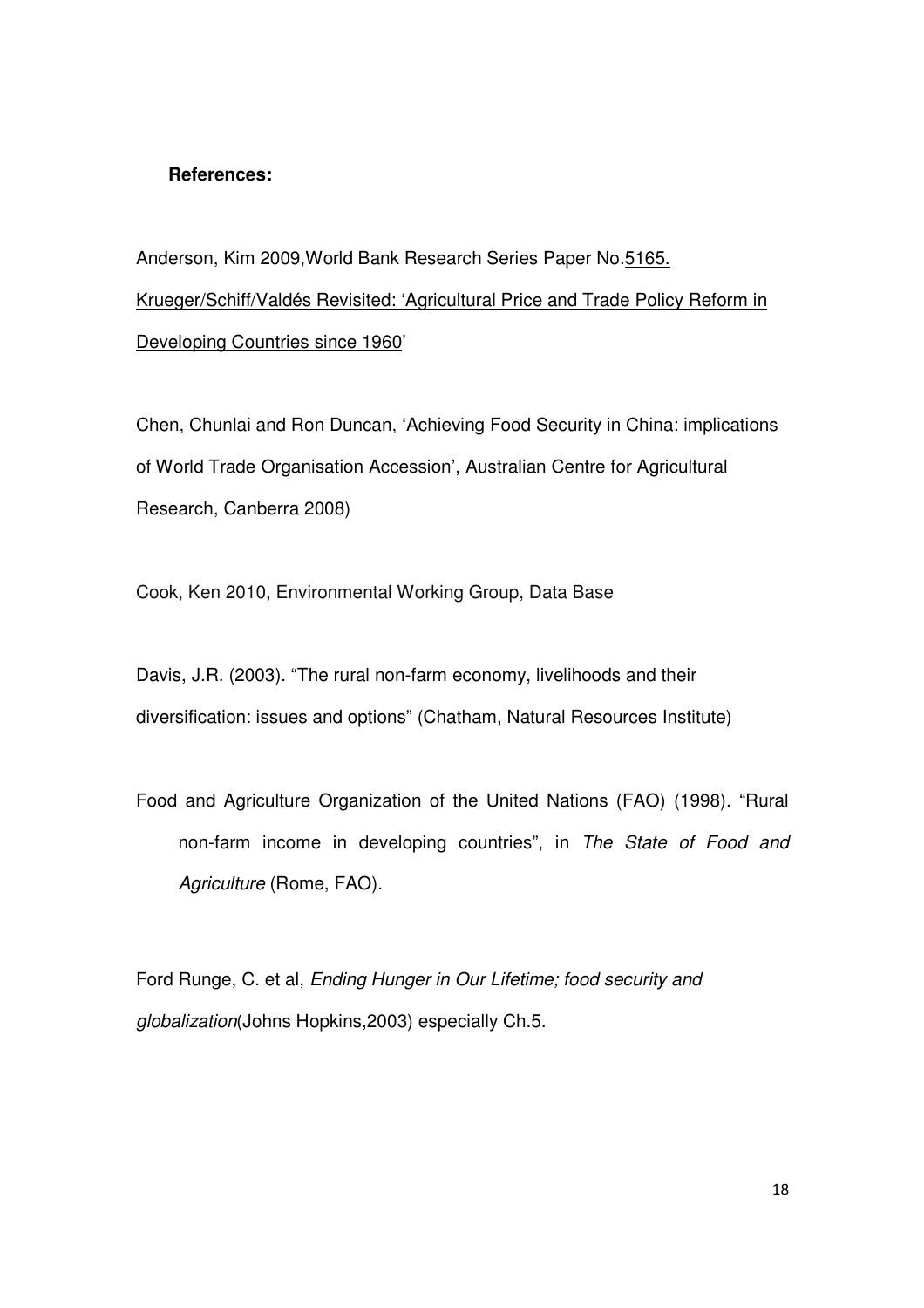**References:**

Anderson, Kim 2009,World Bank Research Series Paper No.<u>5165. Krueger/Schiff/Valdés Revisited: 'Agricultural Price and Trade Policy Reform in Developing Countries since 1960</u>'

Chen, Chunlai and Ron Duncan, 'Achieving Food Security in China: implications of World Trade Organisation Accession', Australian Centre for Agricultural Research, Canberra 2008)

Cook, Ken 2010, Environmental Working Group, Data Base

Davis, J.R. (2003). "The rural non-farm economy, livelihoods and their diversification: issues and options" (Chatham, Natural Resources Institute)

Food and Agriculture Organization of the United Nations (FAO) (1998). "Rural non-farm income in developing countries", in *The State of Food and Agriculture* (Rome, FAO).

Ford Runge, C. et al, *Ending Hunger in Our Lifetime; food security and globalization*(Johns Hopkins,2003) especially Ch.5.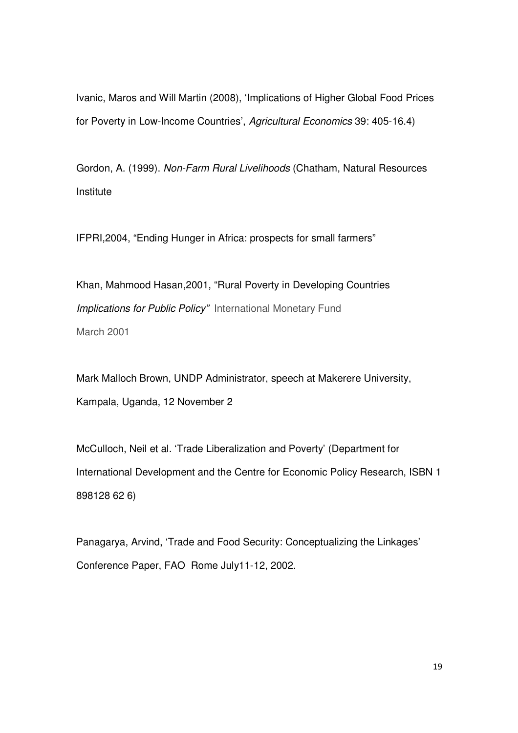Ivanic, Maros and Will Martin (2008), 'Implications of Higher Global Food Prices for Poverty in Low-Income Countries', *Agricultural Economics* 39: 405-16.4)

Gordon, A. (1999). *Non-Farm Rural Livelihoods* (Chatham, Natural Resources Institute

IFPRI,2004, "Ending Hunger in Africa: prospects for small farmers"

Khan, Mahmood Hasan,2001, "Rural Poverty in Developing Countries *Implications for Public Policy"* International Monetary Fund March 2001

Mark Malloch Brown, UNDP Administrator, speech at Makerere University, Kampala, Uganda, 12 November 2

McCulloch, Neil et al. 'Trade Liberalization and Poverty' (Department for International Development and the Centre for Economic Policy Research, ISBN 1 898128 62 6)

Panagarya, Arvind, 'Trade and Food Security: Conceptualizing the Linkages' Conference Paper, FAO Rome July11-12, 2002.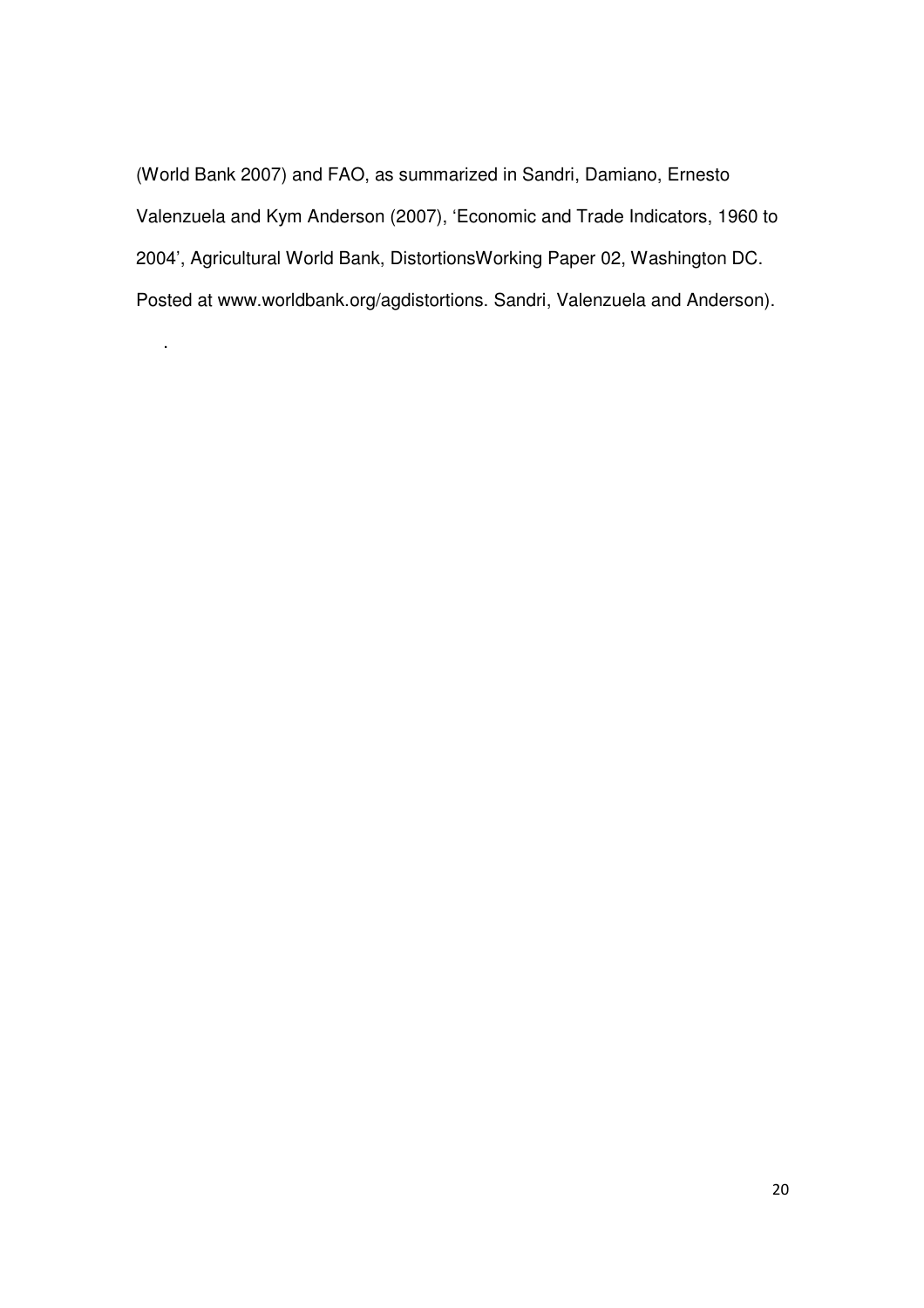(World Bank 2007) and FAO, as summarized in Sandri, Damiano, Ernesto Valenzuela and Kym Anderson (2007), 'Economic and Trade Indicators, 1960 to 2004', Agricultural World Bank, DistortionsWorking Paper 02, Washington DC. Posted at www.worldbank.org/agdistortions. Sandri, Valenzuela and Anderson).

.